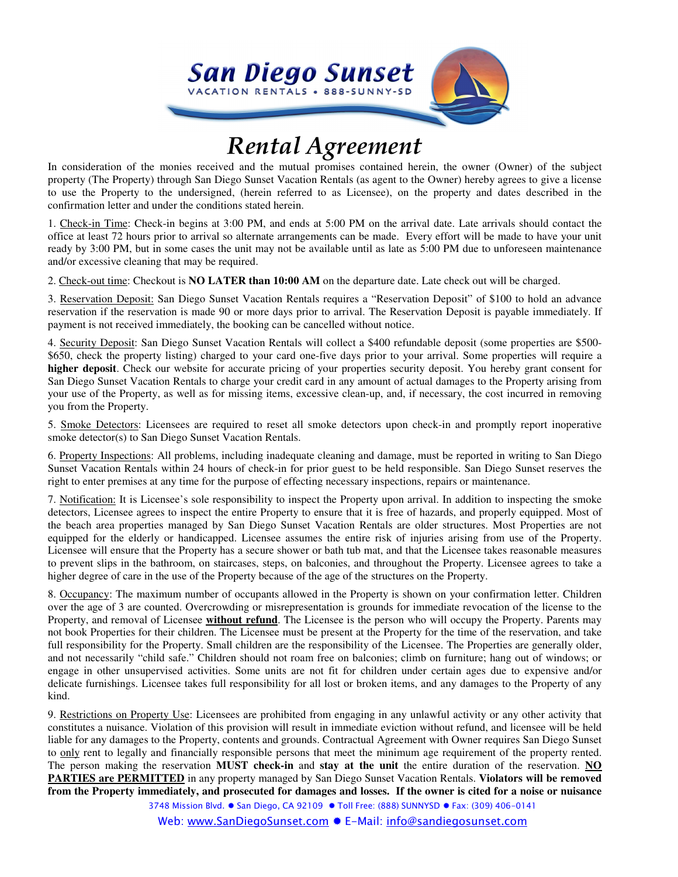# San Diego Sunset

VACATION RENTALS • 888-SUNNY-SD

# *Rental Agreement*

In consideration of the monies received and the mutual promises contained herein, the owner (Owner) of the subject property (The Property) through San Diego Sunset Vacation Rentals (as agent to the Owner) hereby agrees to give a license to use the Property to the undersigned, (herein referred to as Licensee), on the property and dates described in the confirmation letter and under the conditions stated herein.

1. Check-in Time: Check-in begins at 3:00 PM, and ends at 5:00 PM on the arrival date. Late arrivals should contact the office at least 72 hours prior to arrival so alternate arrangements can be made. Every effort will be made to have your unit ready by 3:00 PM, but in some cases the unit may not be available until as late as 5:00 PM due to unforeseen maintenance and/or excessive cleaning that may be required.

2. Check-out time: Checkout is **NO LATER than 10:00 AM** on the departure date. Late check out will be charged.

3. Reservation Deposit: San Diego Sunset Vacation Rentals requires a "Reservation Deposit" of $100 to hold an advance reservation if the reservation is made 90 or more days prior to arrival. The Reservation Deposit is payable immediately. If payment is not received immediately, the booking can be cancelled without notice.

4. Security Deposit: San Diego Sunset Vacation Rentals will collect a $400 refundable deposit (some properties are $500-$650, check the property listing) charged to your card one-five days prior to your arrival. Some properties will require a **higher deposit**. Check our website for accurate pricing of your properties security deposit. You hereby grant consent for San Diego Sunset Vacation Rentals to charge your credit card in any amount of actual damages to the Property arising from your use of the Property, as well as for missing items, excessive clean-up, and, if necessary, the cost incurred in removing you from the Property.

5. Smoke Detectors: Licensees are required to reset all smoke detectors upon check-in and promptly report inoperative smoke detector(s) to San Diego Sunset Vacation Rentals.

6. Property Inspections: All problems, including inadequate cleaning and damage, must be reported in writing to San Diego Sunset Vacation Rentals within 24 hours of check-in for prior guest to be held responsible. San Diego Sunset reserves the right to enter premises at any time for the purpose of effecting necessary inspections, repairs or maintenance.

7. Notification: It is Licensee's sole responsibility to inspect the Property upon arrival. In addition to inspecting the smoke detectors, Licensee agrees to inspect the entire Property to ensure that it is free of hazards, and properly equipped. Most of the beach area properties managed by San Diego Sunset Vacation Rentals are older structures. Most Properties are not equipped for the elderly or handicapped. Licensee assumes the entire risk of injuries arising from use of the Property. Licensee will ensure that the Property has a secure shower or bath tub mat, and that the Licensee takes reasonable measures to prevent slips in the bathroom, on staircases, steps, on balconies, and throughout the Property. Licensee agrees to take a higher degree of care in the use of the Property because of the age of the structures on the Property.

8. Occupancy: The maximum number of occupants allowed in the Property is shown on your confirmation letter. Children over the age of 3 are counted. Overcrowding or misrepresentation is grounds for immediate revocation of the license to the Property, and removal of Licensee **without refund**. The Licensee is the person who will occupy the Property. Parents may not book Properties for their children. The Licensee must be present at the Property for the time of the reservation, and take full responsibility for the Property. Small children are the responsibility of the Licensee. The Properties are generally older, and not necessarily "child safe." Children should not roam free on balconies; climb on furniture; hang out of windows; or engage in other unsupervised activities. Some units are not fit for children under certain ages due to expensive and/or delicate furnishings. Licensee takes full responsibility for all lost or broken items, and any damages to the Property of any kind.

9. Restrictions on Property Use: Licensees are prohibited from engaging in any unlawful activity or any other activity that constitutes a nuisance. Violation of this provision will result in immediate eviction without refund, and licensee will be held liable for any damages to the Property, contents and grounds. Contractual Agreement with Owner requires San Diego Sunset to only rent to legally and financially responsible persons that meet the minimum age requirement of the property rented. The person making the reservation **MUST check-in** and **stay at the unit** the entire duration of the reservation. **NO PARTIES are PERMITTED** in any property managed by San Diego Sunset Vacation Rentals. **Violators will be removed from the Property immediately, and prosecuted for damages and losses. If the owner is cited for a noise or nuisance**

3748 Mission Blvd. ✹ San Diego, CA 92109 ✹ Toll Free: (888) SUNNYSD ✹ Fax: (309) 406-0141

Web: www.SanDiegoSunset.com ✹ E-Mail: info@sandiegosunset.com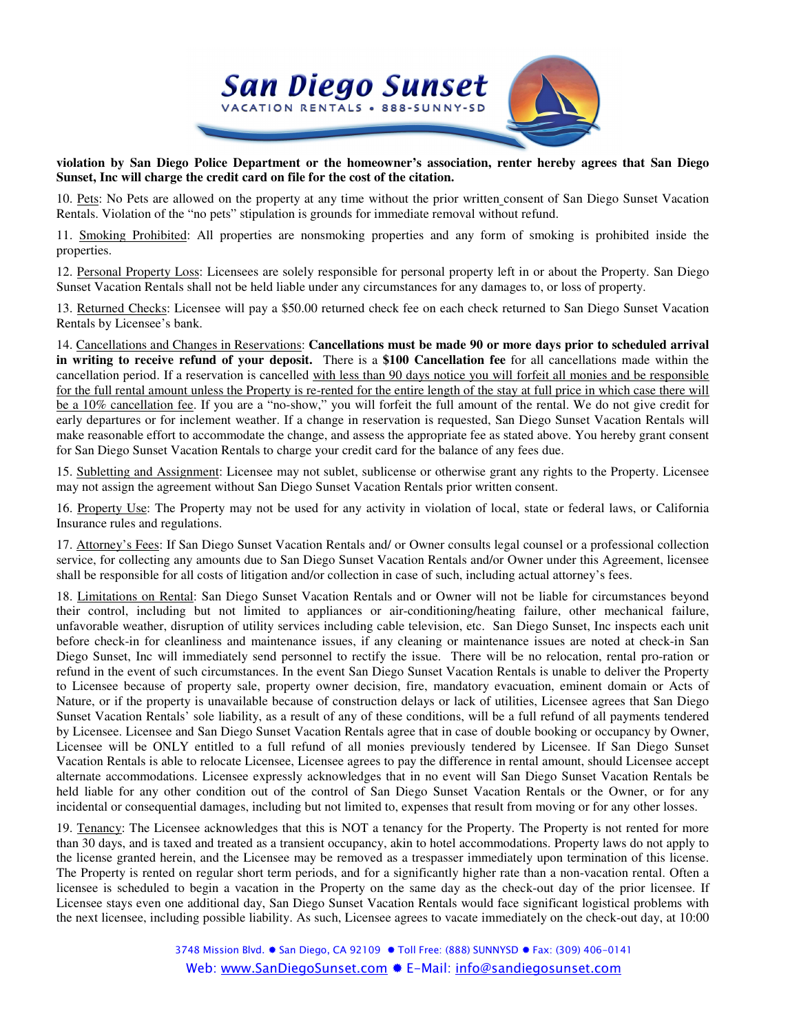**violation by San Diego Police Department or the homeowner's association, renter hereby agrees that San Diego Sunset, Inc will charge the credit card on file for the cost of the citation.**

10. Pets: No Pets are allowed on the property at any time without the prior written consent of San Diego Sunset Vacation Rentals. Violation of the "no pets" stipulation is grounds for immediate removal without refund.

11. Smoking Prohibited: All properties are nonsmoking properties and any form of smoking is prohibited inside the properties.

12. Personal Property Loss: Licensees are solely responsible for personal property left in or about the Property. San Diego Sunset Vacation Rentals shall not be held liable under any circumstances for any damages to, or loss of property.

13. Returned Checks: Licensee will pay a $50.00 returned check fee on each check returned to San Diego Sunset Vacation Rentals by Licensee's bank.

14. Cancellations and Changes in Reservations: **Cancellations must be made 90 or more days prior to scheduled arrival in writing to receive refund of your deposit.** There is a **$100 Cancellation fee** for all cancellations made within the cancellation period. If a reservation is cancelled with less than 90 days notice you will forfeit all monies and be responsible for the full rental amount unless the Property is re-rented for the entire length of the stay at full price in which case there will be a 10% cancellation fee. If you are a "no-show," you will forfeit the full amount of the rental. We do not give credit for early departures or for inclement weather. If a change in reservation is requested, San Diego Sunset Vacation Rentals will make reasonable effort to accommodate the change, and assess the appropriate fee as stated above. You hereby grant consent for San Diego Sunset Vacation Rentals to charge your credit card for the balance of any fees due.

15. Subletting and Assignment: Licensee may not sublet, sublicense or otherwise grant any rights to the Property. Licensee may not assign the agreement without San Diego Sunset Vacation Rentals prior written consent.

16. Property Use: The Property may not be used for any activity in violation of local, state or federal laws, or California Insurance rules and regulations.

17. Attorney's Fees: If San Diego Sunset Vacation Rentals and/ or Owner consults legal counsel or a professional collection service, for collecting any amounts due to San Diego Sunset Vacation Rentals and/or Owner under this Agreement, licensee shall be responsible for all costs of litigation and/or collection in case of such, including actual attorney's fees.

18. Limitations on Rental: San Diego Sunset Vacation Rentals and or Owner will not be liable for circumstances beyond their control, including but not limited to appliances or air-conditioning/heating failure, other mechanical failure, unfavorable weather, disruption of utility services including cable television, etc. San Diego Sunset, Inc inspects each unit before check-in for cleanliness and maintenance issues, if any cleaning or maintenance issues are noted at check-in San Diego Sunset, Inc will immediately send personnel to rectify the issue. There will be no relocation, rental pro-ration or refund in the event of such circumstances. In the event San Diego Sunset Vacation Rentals is unable to deliver the Property to Licensee because of property sale, property owner decision, fire, mandatory evacuation, eminent domain or Acts of Nature, or if the property is unavailable because of construction delays or lack of utilities, Licensee agrees that San Diego Sunset Vacation Rentals' sole liability, as a result of any of these conditions, will be a full refund of all payments tendered by Licensee. Licensee and San Diego Sunset Vacation Rentals agree that in case of double booking or occupancy by Owner, Licensee will be ONLY entitled to a full refund of all monies previously tendered by Licensee. If San Diego Sunset Vacation Rentals is able to relocate Licensee, Licensee agrees to pay the difference in rental amount, should Licensee accept alternate accommodations. Licensee expressly acknowledges that in no event will San Diego Sunset Vacation Rentals be held liable for any other condition out of the control of San Diego Sunset Vacation Rentals or the Owner, or for any incidental or consequential damages, including but not limited to, expenses that result from moving or for any other losses.

19. Tenancy: The Licensee acknowledges that this is NOT a tenancy for the Property. The Property is not rented for more than 30 days, and is taxed and treated as a transient occupancy, akin to hotel accommodations. Property laws do not apply to the license granted herein, and the Licensee may be removed as a trespasser immediately upon termination of this license. The Property is rented on regular short term periods, and for a significantly higher rate than a non-vacation rental. Often a licensee is scheduled to begin a vacation in the Property on the same day as the check-out day of the prior licensee. If Licensee stays even one additional day, San Diego Sunset Vacation Rentals would face significant logistical problems with the next licensee, including possible liability. As such, Licensee agrees to vacate immediately on the check-out day, at 10:00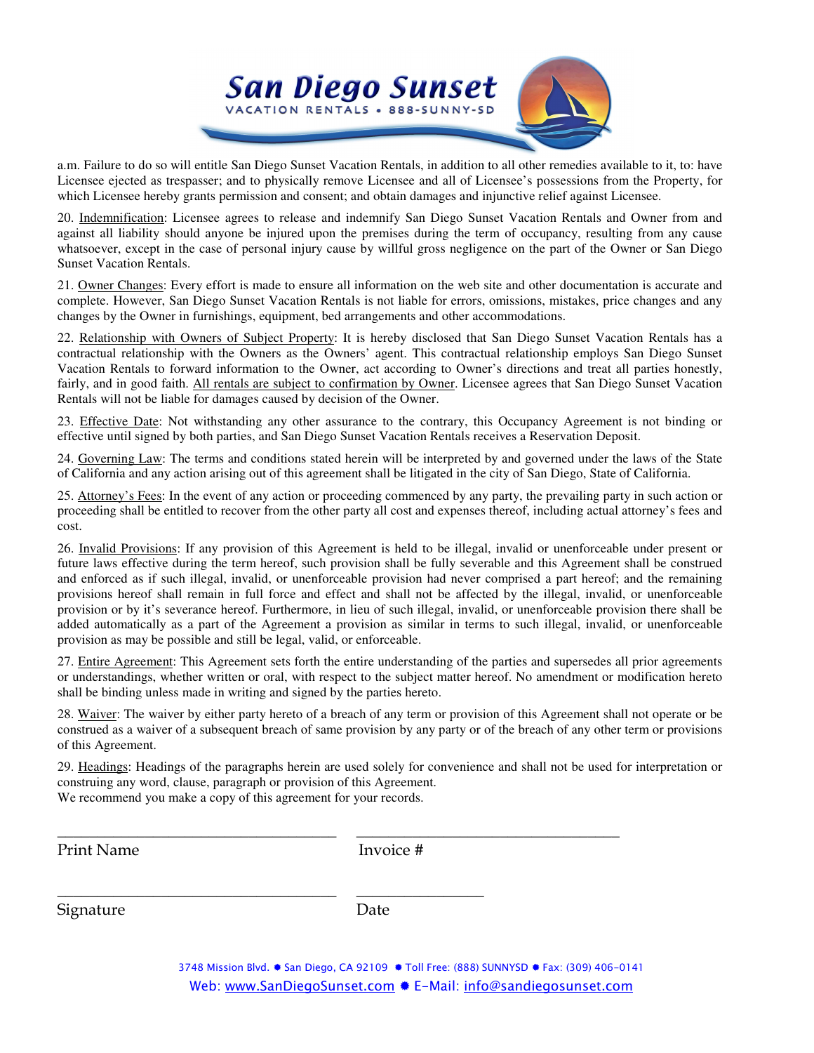a.m. Failure to do so will entitle San Diego Sunset Vacation Rentals, in addition to all other remedies available to it, to: have Licensee ejected as trespasser; and to physically remove Licensee and all of Licensee's possessions from the Property, for which Licensee hereby grants permission and consent; and obtain damages and injunctive relief against Licensee.

20. Indemnification: Licensee agrees to release and indemnify San Diego Sunset Vacation Rentals and Owner from and against all liability should anyone be injured upon the premises during the term of occupancy, resulting from any cause whatsoever, except in the case of personal injury cause by willful gross negligence on the part of the Owner or San Diego Sunset Vacation Rentals.

21. Owner Changes: Every effort is made to ensure all information on the web site and other documentation is accurate and complete. However, San Diego Sunset Vacation Rentals is not liable for errors, omissions, mistakes, price changes and any changes by the Owner in furnishings, equipment, bed arrangements and other accommodations.

22. Relationship with Owners of Subject Property: It is hereby disclosed that San Diego Sunset Vacation Rentals has a contractual relationship with the Owners as the Owners' agent. This contractual relationship employs San Diego Sunset Vacation Rentals to forward information to the Owner, act according to Owner's directions and treat all parties honestly, fairly, and in good faith. All rentals are subject to confirmation by Owner. Licensee agrees that San Diego Sunset Vacation Rentals will not be liable for damages caused by decision of the Owner.

23. Effective Date: Not withstanding any other assurance to the contrary, this Occupancy Agreement is not binding or effective until signed by both parties, and San Diego Sunset Vacation Rentals receives a Reservation Deposit.

24. Governing Law: The terms and conditions stated herein will be interpreted by and governed under the laws of the State of California and any action arising out of this agreement shall be litigated in the city of San Diego, State of California.

25. Attorney's Fees: In the event of any action or proceeding commenced by any party, the prevailing party in such action or proceeding shall be entitled to recover from the other party all cost and expenses thereof, including actual attorney's fees and cost.

26. Invalid Provisions: If any provision of this Agreement is held to be illegal, invalid or unenforceable under present or future laws effective during the term hereof, such provision shall be fully severable and this Agreement shall be construed and enforced as if such illegal, invalid, or unenforceable provision had never comprised a part hereof; and the remaining provisions hereof shall remain in full force and effect and shall not be affected by the illegal, invalid, or unenforceable provision or by it's severance hereof. Furthermore, in lieu of such illegal, invalid, or unenforceable provision there shall be added automatically as a part of the Agreement a provision as similar in terms to such illegal, invalid, or unenforceable provision as may be possible and still be legal, valid, or enforceable.

27. Entire Agreement: This Agreement sets forth the entire understanding of the parties and supersedes all prior agreements or understandings, whether written or oral, with respect to the subject matter hereof. No amendment or modification hereto shall be binding unless made in writing and signed by the parties hereto.

28. Waiver: The waiver by either party hereto of a breach of any term or provision of this Agreement shall not operate or be construed as a waiver of a subsequent breach of same provision by any party or of the breach of any other term or provisions of this Agreement.

29. Headings: Headings of the paragraphs herein are used solely for convenience and shall not be used for interpretation or construing any word, clause, paragraph or provision of this Agreement.
We recommend you make a copy of this agreement for your records.

\_\_\_\_\_\_\_\_\_\_\_\_\_\_\_\_\_\_\_\_\_\_\_\_\_\_\_\_\_\_ \_\_\_\_\_\_\_\_\_\_\_\_\_\_\_\_\_\_\_\_\_\_\_\_\_\_\_\_

Print Name Invoice #

\_\_\_\_\_\_\_\_\_\_\_\_\_\_\_\_\_\_\_\_\_\_\_\_\_\_\_\_\_\_ \_\_\_\_\_\_\_\_\_\_\_\_\_\_

Signature Date